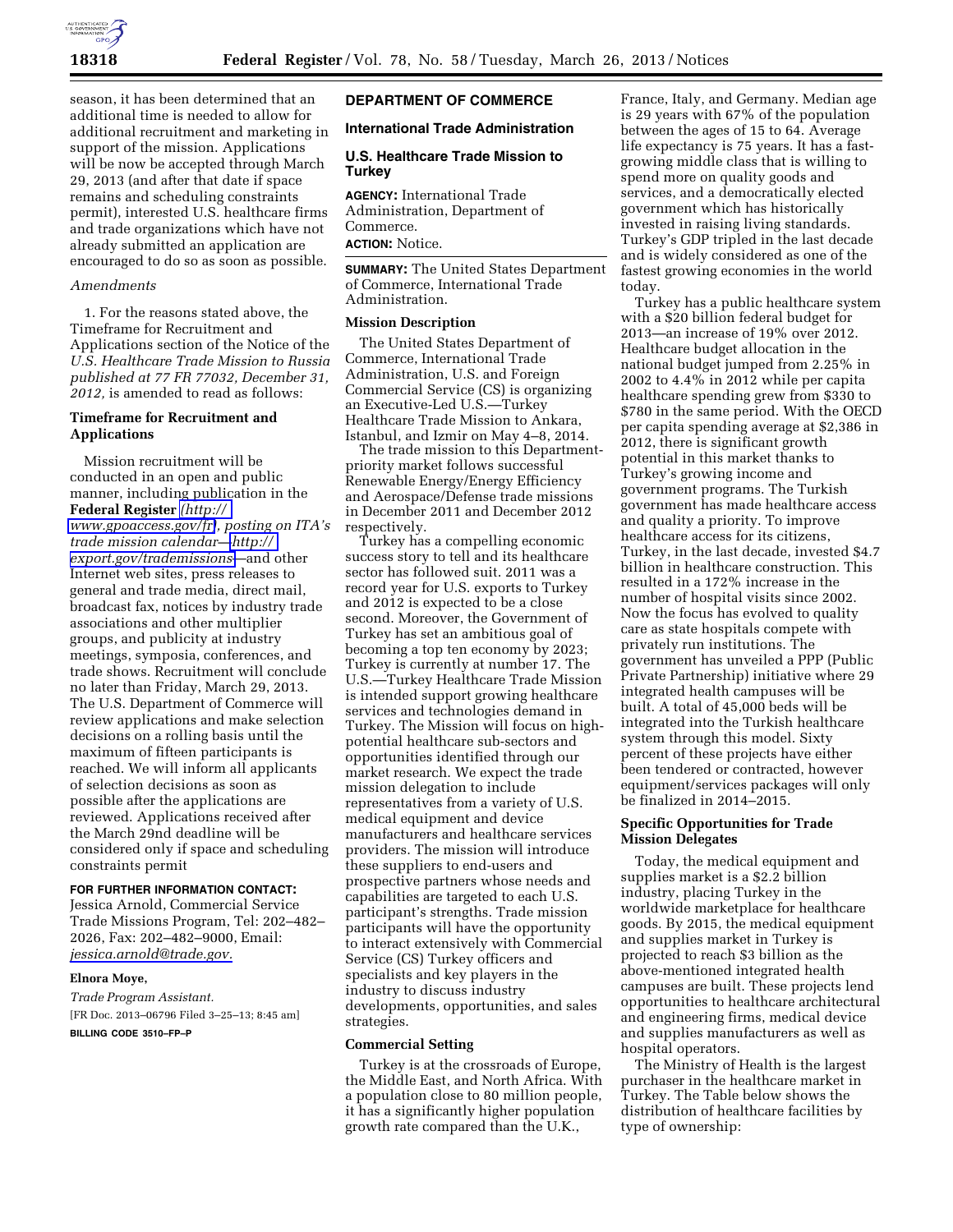season, it has been determined that an additional time is needed to allow for additional recruitment and marketing in support of the mission. Applications will be now be accepted through March 29, 2013 (and after that date if space remains and scheduling constraints permit), interested U.S. healthcare firms and trade organizations which have not already submitted an application are encouraged to do so as soon as possible.

*Amendments*

1. For the reasons stated above, the Timeframe for Recruitment and Applications section of the Notice of the *U.S. Healthcare Trade Mission to Russia published at 77 FR 77032, December 31, 2012,* is amended to read as follows:

**Timeframe for Recruitment and Applications**

Mission recruitment will be conducted in an open and public manner, including publication in the **Federal Register** *(http://www.gpoaccess.gov/fr), posting on ITA's trade mission calendar—http://export.gov/trademissions*—and other Internet web sites, press releases to general and trade media, direct mail, broadcast fax, notices by industry trade associations and other multiplier groups, and publicity at industry meetings, symposia, conferences, and trade shows. Recruitment will conclude no later than Friday, March 29, 2013. The U.S. Department of Commerce will review applications and make selection decisions on a rolling basis until the maximum of fifteen participants is reached. We will inform all applicants of selection decisions as soon as possible after the applications are reviewed. Applications received after the March 29nd deadline will be considered only if space and scheduling constraints permit

**FOR FURTHER INFORMATION CONTACT:**
Jessica Arnold, Commercial Service Trade Missions Program, Tel: 202–482–2026, Fax: 202–482–9000, Email: *jessica.arnold@trade.gov.*

**Elnora Moye,**

*Trade Program Assistant.*

[FR Doc. 2013–06796 Filed 3–25–13; 8:45 am]

**BILLING CODE 3510–FP–P**

## DEPARTMENT OF COMMERCE

### International Trade Administration

### U.S. Healthcare Trade Mission to Turkey

**AGENCY:** International Trade Administration, Department of Commerce.

**ACTION:** Notice.

**SUMMARY:** The United States Department of Commerce, International Trade Administration.

**Mission Description**

The United States Department of Commerce, International Trade Administration, U.S. and Foreign Commercial Service (CS) is organizing an Executive-Led U.S.—Turkey Healthcare Trade Mission to Ankara, Istanbul, and Izmir on May 4–8, 2014.

The trade mission to this Department-priority market follows successful Renewable Energy/Energy Efficiency and Aerospace/Defense trade missions in December 2011 and December 2012 respectively.

Turkey has a compelling economic success story to tell and its healthcare sector has followed suit. 2011 was a record year for U.S. exports to Turkey and 2012 is expected to be a close second. Moreover, the Government of Turkey has set an ambitious goal of becoming a top ten economy by 2023; Turkey is currently at number 17. The U.S.—Turkey Healthcare Trade Mission is intended support growing healthcare services and technologies demand in Turkey. The Mission will focus on high-potential healthcare sub-sectors and opportunities identified through our market research. We expect the trade mission delegation to include representatives from a variety of U.S. medical equipment and device manufacturers and healthcare services providers. The mission will introduce these suppliers to end-users and prospective partners whose needs and capabilities are targeted to each U.S. participant's strengths. Trade mission participants will have the opportunity to interact extensively with Commercial Service (CS) Turkey officers and specialists and key players in the industry to discuss industry developments, opportunities, and sales strategies.

**Commercial Setting**

Turkey is at the crossroads of Europe, the Middle East, and North Africa. With a population close to 80 million people, it has a significantly higher population growth rate compared than the U.K., France, Italy, and Germany. Median age is 29 years with 67% of the population between the ages of 15 to 64. Average life expectancy is 75 years. It has a fast-growing middle class that is willing to spend more on quality goods and services, and a democratically elected government which has historically invested in raising living standards. Turkey's GDP tripled in the last decade and is widely considered as one of the fastest growing economies in the world today.

Turkey has a public healthcare system with a $20 billion federal budget for 2013—an increase of 19% over 2012. Healthcare budget allocation in the national budget jumped from 2.25% in 2002 to 4.4% in 2012 while per capita healthcare spending grew from $330 to $780 in the same period. With the OECD per capita spending average at $2,386 in 2012, there is significant growth potential in this market thanks to Turkey's growing income and government programs. The Turkish government has made healthcare access and quality a priority. To improve healthcare access for its citizens, Turkey, in the last decade, invested $4.7 billion in healthcare construction. This resulted in a 172% increase in the number of hospital visits since 2002. Now the focus has evolved to quality care as state hospitals compete with privately run institutions. The government has unveiled a PPP (Public Private Partnership) initiative where 29 integrated health campuses will be built. A total of 45,000 beds will be integrated into the Turkish healthcare system through this model. Sixty percent of these projects have either been tendered or contracted, however equipment/services packages will only be finalized in 2014–2015.

**Specific Opportunities for Trade Mission Delegates**

Today, the medical equipment and supplies market is a $2.2 billion industry, placing Turkey in the worldwide marketplace for healthcare goods. By 2015, the medical equipment and supplies market in Turkey is projected to reach $3 billion as the above-mentioned integrated health campuses are built. These projects lend opportunities to healthcare architectural and engineering firms, medical device and supplies manufacturers as well as hospital operators.

The Ministry of Health is the largest purchaser in the healthcare market in Turkey. The Table below shows the distribution of healthcare facilities by type of ownership: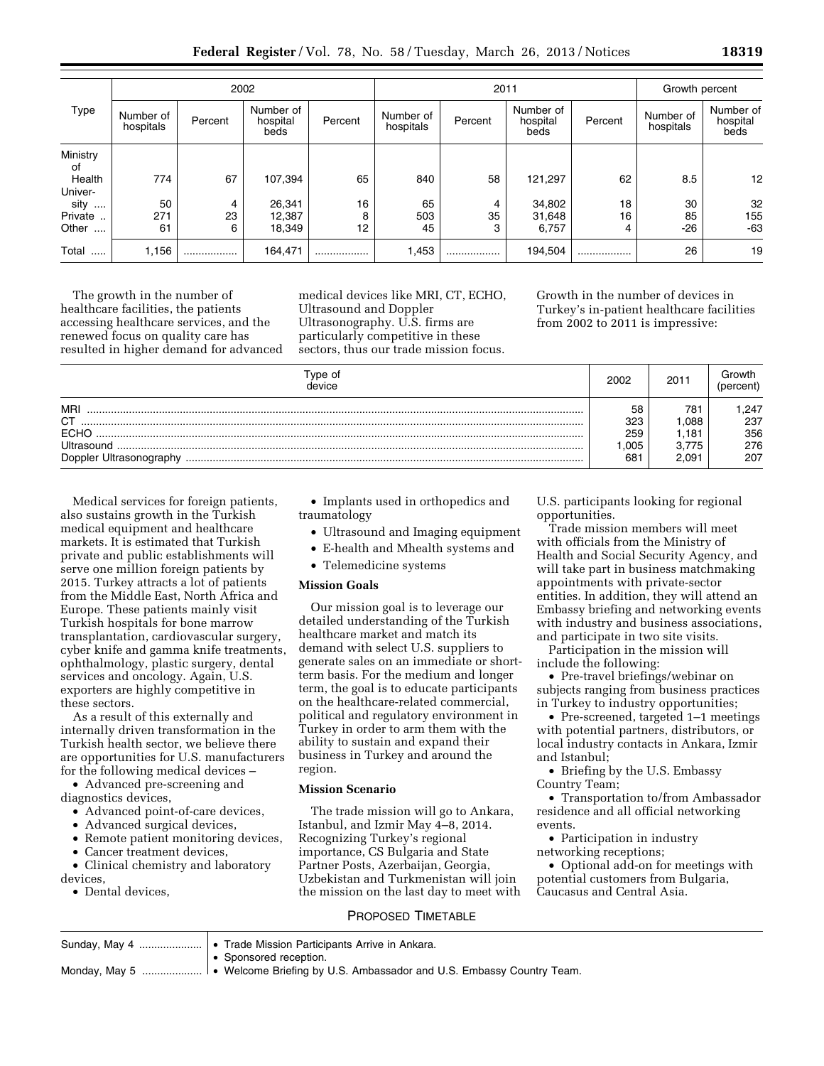| Type | 2002 | | | | 2011 | | | | Growth percent | |
|---|---|---|---|---|---|---|---|---|---|---|
| | Number of hospitals | Percent | Number of hospital beds | Percent | Number of hospitals | Percent | Number of hospital beds | Percent | Number of hospitals | Number of hospital beds |
| Ministry of Health | 774 | 67 | 107,394 | 65 | 840 | 58 | 121,297 | 62 | 8.5 | 12 |
| University | 50 | 4 | 26,341 | 16 | 65 | 4 | 34,802 | 18 | 30 | 32 |
| Private | 271 | 23 | 12,387 | 8 | 503 | 35 | 31,648 | 16 | 85 | 155 |
| Other | 61 | 6 | 18,349 | 12 | 45 | 3 | 6,757 | 4 | -26 | -63 |
| Total | 1,156 | .................. | 164,471 | .................. | 1,453 | .................. | 194,504 | .................. | 26 | 19 |

The growth in the number of healthcare facilities, the patients accessing healthcare services, and the renewed focus on quality care has resulted in higher demand for advanced medical devices like MRI, CT, ECHO, Ultrasound and Doppler Ultrasonography. U.S. firms are particularly competitive in these sectors, thus our trade mission focus. Growth in the number of devices in Turkey's in-patient healthcare facilities from 2002 to 2011 is impressive:

| Type of device | 2002 | 2011 | Growth (percent) |
|---|---|---|---|
| MRI | 58 | 781 | 1,247 |
| CT | 323 | 1,088 | 237 |
| ECHO | 259 | 1,181 | 356 |
| Ultrasound | 1,005 | 3,775 | 276 |
| Doppler Ultrasonography | 681 | 2,091 | 207 |

Medical services for foreign patients, also sustains growth in the Turkish medical equipment and healthcare markets. It is estimated that Turkish private and public establishments will serve one million foreign patients by 2015. Turkey attracts a lot of patients from the Middle East, North Africa and Europe. These patients mainly visit Turkish hospitals for bone marrow transplantation, cardiovascular surgery, cyber knife and gamma knife treatments, ophthalmology, plastic surgery, dental services and oncology. Again, U.S. exporters are highly competitive in these sectors.

As a result of this externally and internally driven transformation in the Turkish health sector, we believe there are opportunities for U.S. manufacturers for the following medical devices –

- Advanced pre-screening and diagnostics devices,
- Advanced point-of-care devices,
- Advanced surgical devices,
- Remote patient monitoring devices,
- Cancer treatment devices,
- Clinical chemistry and laboratory devices,
- Dental devices,
- Implants used in orthopedics and traumatology
- Ultrasound and Imaging equipment
- E-health and Mhealth systems and
- Telemedicine systems

## Mission Goals

Our mission goal is to leverage our detailed understanding of the Turkish healthcare market and match its demand with select U.S. suppliers to generate sales on an immediate or short-term basis. For the medium and longer term, the goal is to educate participants on the healthcare-related commercial, political and regulatory environment in Turkey in order to arm them with the ability to sustain and expand their business in Turkey and around the region.

## Mission Scenario

The trade mission will go to Ankara, Istanbul, and Izmir May 4–8, 2014. Recognizing Turkey's regional importance, CS Bulgaria and State Partner Posts, Azerbaijan, Georgia, Uzbekistan and Turkmenistan will join the mission on the last day to meet with U.S. participants looking for regional opportunities.

Trade mission members will meet with officials from the Ministry of Health and Social Security Agency, and will take part in business matchmaking appointments with private-sector entities. In addition, they will attend an Embassy briefing and networking events with industry and business associations, and participate in two site visits.

Participation in the mission will include the following:

- Pre-travel briefings/webinar on subjects ranging from business practices in Turkey to industry opportunities;
- Pre-screened, targeted 1–1 meetings with potential partners, distributors, or local industry contacts in Ankara, Izmir and Istanbul;
- Briefing by the U.S. Embassy Country Team;
- Transportation to/from Ambassador residence and all official networking events.
- Participation in industry networking receptions;
- Optional add-on for meetings with potential customers from Bulgaria, Caucasus and Central Asia.

PROPOSED TIMETABLE

| | |
|---|---|
| Sunday, May 4 | • Trade Mission Participants Arrive in Ankara.<br>• Sponsored reception. |
| Monday, May 5 | • Welcome Briefing by U.S. Ambassador and U.S. Embassy Country Team. |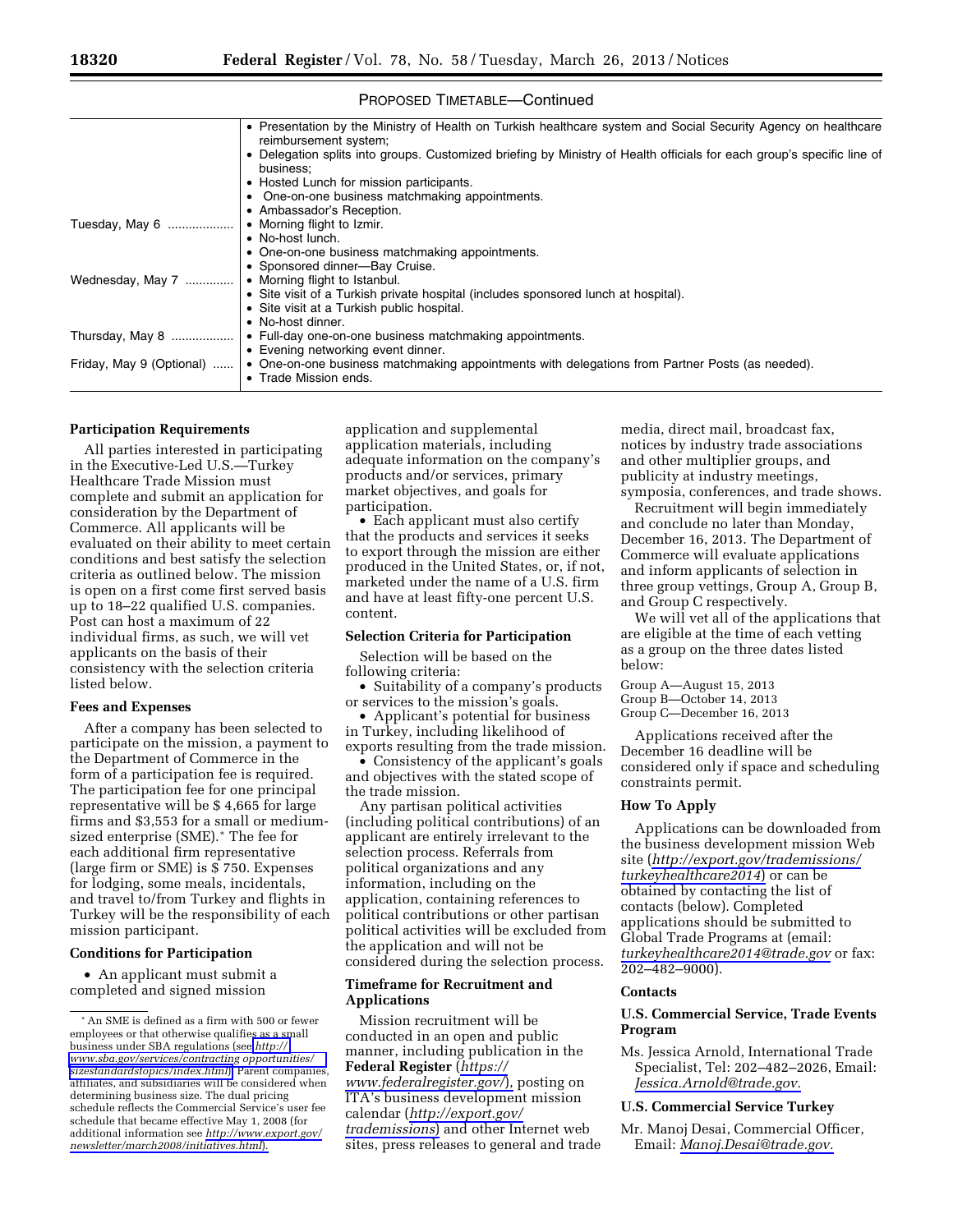PROPOSED TIMETABLE—Continued

| | |
|---|---|
| | • Presentation by the Ministry of Health on Turkish healthcare system and Social Security Agency on healthcare reimbursement system;<br>• Delegation splits into groups. Customized briefing by Ministry of Health officials for each group's specific line of business;<br>• Hosted Lunch for mission participants.<br>• One-on-one business matchmaking appointments.<br>• Ambassador's Reception. |
| Tuesday, May 6 | • Morning flight to Izmir.<br>• No-host lunch.<br>• One-on-one business matchmaking appointments.<br>• Sponsored dinner—Bay Cruise. |
| Wednesday, May 7 | • Morning flight to Istanbul.<br>• Site visit of a Turkish private hospital (includes sponsored lunch at hospital).<br>• Site visit at a Turkish public hospital.<br>• No-host dinner. |
| Thursday, May 8 | • Full-day one-on-one business matchmaking appointments.<br>• Evening networking event dinner. |
| Friday, May 9 (Optional) | • One-on-one business matchmaking appointments with delegations from Partner Posts (as needed).<br>• Trade Mission ends. |

**Participation Requirements**

All parties interested in participating in the Executive-Led U.S.—Turkey Healthcare Trade Mission must complete and submit an application for consideration by the Department of Commerce. All applicants will be evaluated on their ability to meet certain conditions and best satisfy the selection criteria as outlined below. The mission is open on a first come first served basis up to 18–22 qualified U.S. companies. Post can host a maximum of 22 individual firms, as such, we will vet applicants on the basis of their consistency with the selection criteria listed below.

**Fees and Expenses**

After a company has been selected to participate on the mission, a payment to the Department of Commerce in the form of a participation fee is required. The participation fee for one principal representative will be $ 4,665 for large firms and $3,553 for a small or medium-sized enterprise (SME).* The fee for each additional firm representative (large firm or SME) is $ 750. Expenses for lodging, some meals, incidentals, and travel to/from Turkey and flights in Turkey will be the responsibility of each mission participant.

**Conditions for Participation**

• An applicant must submit a completed and signed mission application and supplemental application materials, including adequate information on the company's products and/or services, primary market objectives, and goals for participation.

• Each applicant must also certify that the products and services it seeks to export through the mission are either produced in the United States, or, if not, marketed under the name of a U.S. firm and have at least fifty-one percent U.S. content.

**Selection Criteria for Participation**

Selection will be based on the following criteria:

• Suitability of a company's products or services to the mission's goals.

• Applicant's potential for business in Turkey, including likelihood of exports resulting from the trade mission.

• Consistency of the applicant's goals and objectives with the stated scope of the trade mission.

Any partisan political activities (including political contributions) of an applicant are entirely irrelevant to the selection process. Referrals from political organizations and any information, including on the application, containing references to political contributions or other partisan political activities will be excluded from the application and will not be considered during the selection process.

**Timeframe for Recruitment and Applications**

Mission recruitment will be conducted in an open and public manner, including publication in the **Federal Register** (*https://www.federalregister.gov/*), posting on ITA's business development mission calendar (*http://export.gov/trademissions*) and other Internet web sites, press releases to general and trade media, direct mail, broadcast fax, notices by industry trade associations and other multiplier groups, and publicity at industry meetings, symposia, conferences, and trade shows.

Recruitment will begin immediately and conclude no later than Monday, December 16, 2013. The Department of Commerce will evaluate applications and inform applicants of selection in three group vettings, Group A, Group B, and Group C respectively.

We will vet all of the applications that are eligible at the time of each vetting as a group on the three dates listed below:

Group A—August 15, 2013
Group B—October 14, 2013
Group C—December 16, 2013

Applications received after the December 16 deadline will be considered only if space and scheduling constraints permit.

**How To Apply**

Applications can be downloaded from the business development mission Web site (*http://export.gov/trademissions/turkeyhealthcare2014*) or can be obtained by contacting the list of contacts (below). Completed applications should be submitted to Global Trade Programs at (email: *turkeyhealthcare2014@trade.gov* or fax: 202–482–9000).

**Contacts**

**U.S. Commercial Service, Trade Events Program**

Ms. Jessica Arnold, International Trade Specialist, Tel: 202–482–2026, Email: *Jessica.Arnold@trade.gov.*

**U.S. Commercial Service Turkey**

Mr. Manoj Desai, Commercial Officer, Email: *Manoj.Desai@trade.gov.*

* An SME is defined as a firm with 500 or fewer employees or that otherwise qualifies as a small business under SBA regulations (see *http://www.sba.gov/services/contracting opportunities/sizestandardstopics/index.html*). Parent companies, affiliates, and subsidiaries will be considered when determining business size. The dual pricing schedule reflects the Commercial Service's user fee schedule that became effective May 1, 2008 (for additional information see *http://www.export.gov/newsletter/march2008/initiatives.html*).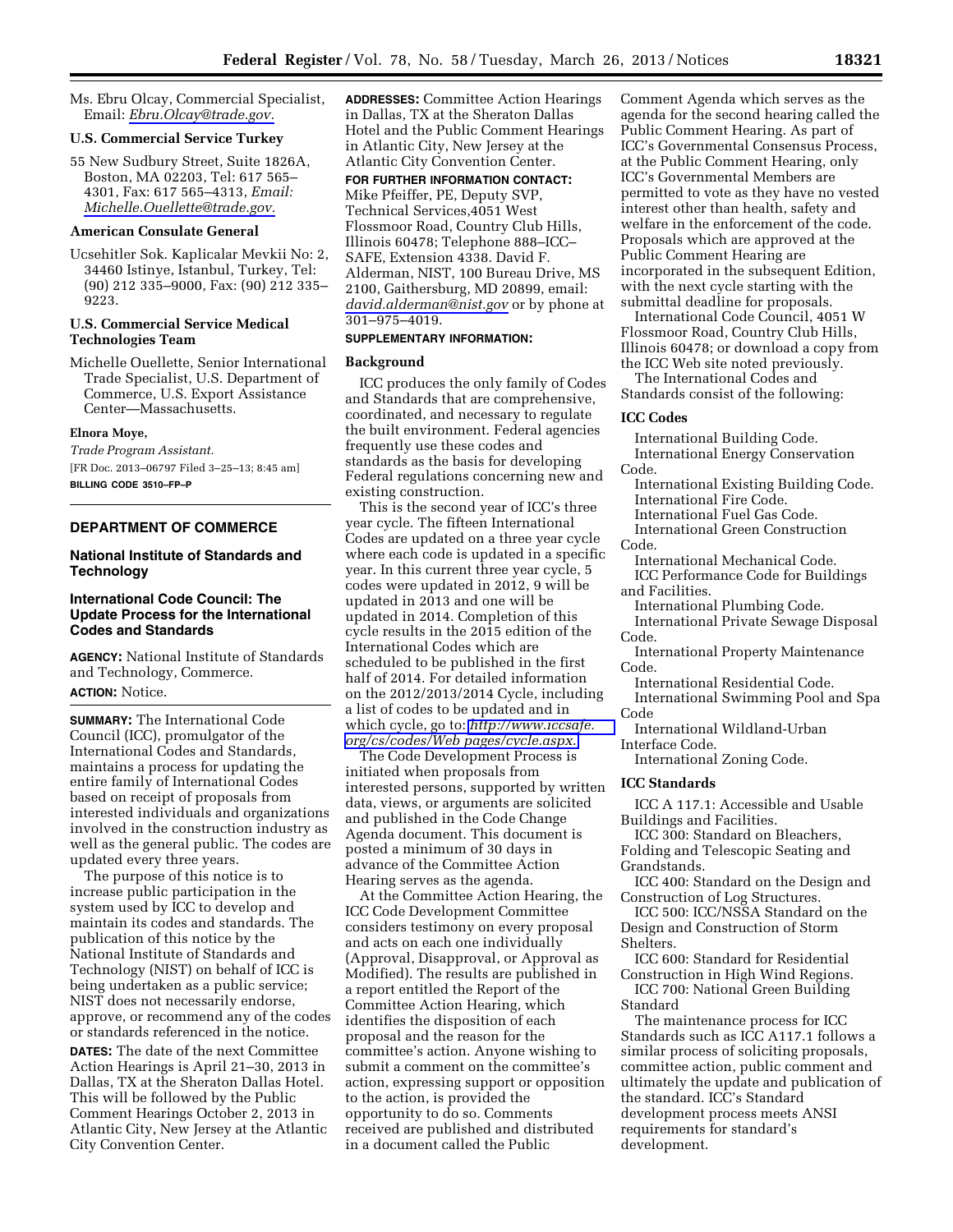Ms. Ebru Olcay, Commercial Specialist, Email: *Ebru.Olcay@trade.gov.*

**U.S. Commercial Service Turkey**

55 New Sudbury Street, Suite 1826A, Boston, MA 02203, Tel: 617 565–4301, Fax: 617 565–4313, *Email: Michelle.Ouellette@trade.gov.*

**American Consulate General**

Ucsehitler Sok. Kaplicalar Mevkii No: 2, 34460 Istinye, Istanbul, Turkey, Tel: (90) 212 335–9000, Fax: (90) 212 335–9223.

**U.S. Commercial Service Medical Technologies Team**

Michelle Ouellette, Senior International Trade Specialist, U.S. Department of Commerce, U.S. Export Assistance Center—Massachusetts.

**Elnora Moye,**

*Trade Program Assistant.*

[FR Doc. 2013–06797 Filed 3–25–13; 8:45 am]

**BILLING CODE 3510–FP–P**

---

## DEPARTMENT OF COMMERCE

### National Institute of Standards and Technology

### International Code Council: The Update Process for the International Codes and Standards

**AGENCY:** National Institute of Standards and Technology, Commerce.

**ACTION:** Notice.

**SUMMARY:** The International Code Council (ICC), promulgator of the International Codes and Standards, maintains a process for updating the entire family of International Codes based on receipt of proposals from interested individuals and organizations involved in the construction industry as well as the general public. The codes are updated every three years.

The purpose of this notice is to increase public participation in the system used by ICC to develop and maintain its codes and standards. The publication of this notice by the National Institute of Standards and Technology (NIST) on behalf of ICC is being undertaken as a public service; NIST does not necessarily endorse, approve, or recommend any of the codes or standards referenced in the notice.

**DATES:** The date of the next Committee Action Hearings is April 21–30, 2013 in Dallas, TX at the Sheraton Dallas Hotel. This will be followed by the Public Comment Hearings October 2, 2013 in Atlantic City, New Jersey at the Atlantic City Convention Center.

**ADDRESSES:** Committee Action Hearings in Dallas, TX at the Sheraton Dallas Hotel and the Public Comment Hearings in Atlantic City, New Jersey at the Atlantic City Convention Center.

**FOR FURTHER INFORMATION CONTACT:** Mike Pfeiffer, PE, Deputy SVP, Technical Services,4051 West Flossmoor Road, Country Club Hills, Illinois 60478; Telephone 888–ICC–SAFE, Extension 4338. David F. Alderman, NIST, 100 Bureau Drive, MS 2100, Gaithersburg, MD 20899, email: *david.alderman@nist.gov* or by phone at 301–975–4019.

**SUPPLEMENTARY INFORMATION:**

### Background

ICC produces the only family of Codes and Standards that are comprehensive, coordinated, and necessary to regulate the built environment. Federal agencies frequently use these codes and standards as the basis for developing Federal regulations concerning new and existing construction.

This is the second year of ICC's three year cycle. The fifteen International Codes are updated on a three year cycle where each code is updated in a specific year. In this current three year cycle, 5 codes were updated in 2012, 9 will be updated in 2013 and one will be updated in 2014. Completion of this cycle results in the 2015 edition of the International Codes which are scheduled to be published in the first half of 2014. For detailed information on the 2012/2013/2014 Cycle, including a list of codes to be updated and in which cycle, go to: *http://www.iccsafe.org/cs/codes/Web pages/cycle.aspx.*

The Code Development Process is initiated when proposals from interested persons, supported by written data, views, or arguments are solicited and published in the Code Change Agenda document. This document is posted a minimum of 30 days in advance of the Committee Action Hearing serves as the agenda.

At the Committee Action Hearing, the ICC Code Development Committee considers testimony on every proposal and acts on each one individually (Approval, Disapproval, or Approval as Modified). The results are published in a report entitled the Report of the Committee Action Hearing, which identifies the disposition of each proposal and the reason for the committee's action. Anyone wishing to submit a comment on the committee's action, expressing support or opposition to the action, is provided the opportunity to do so. Comments received are published and distributed in a document called the Public Comment Agenda which serves as the agenda for the second hearing called the Public Comment Hearing. As part of ICC's Governmental Consensus Process, at the Public Comment Hearing, only ICC's Governmental Members are permitted to vote as they have no vested interest other than health, safety and welfare in the enforcement of the code. Proposals which are approved at the Public Comment Hearing are incorporated in the subsequent Edition, with the next cycle starting with the submittal deadline for proposals.

International Code Council, 4051 W Flossmoor Road, Country Club Hills, Illinois 60478; or download a copy from the ICC Web site noted previously.

The International Codes and Standards consist of the following:

### ICC Codes

International Building Code.
International Energy Conservation Code.
International Existing Building Code.
International Fire Code.
International Fuel Gas Code.
International Green Construction Code.
International Mechanical Code.
ICC Performance Code for Buildings and Facilities.
International Plumbing Code.
International Private Sewage Disposal Code.
International Property Maintenance Code.
International Residential Code.
International Swimming Pool and Spa Code
International Wildland-Urban Interface Code.
International Zoning Code.

### ICC Standards

ICC A 117.1: Accessible and Usable Buildings and Facilities.
ICC 300: Standard on Bleachers, Folding and Telescopic Seating and Grandstands.
ICC 400: Standard on the Design and Construction of Log Structures.
ICC 500: ICC/NSSA Standard on the Design and Construction of Storm Shelters.
ICC 600: Standard for Residential Construction in High Wind Regions.
ICC 700: National Green Building Standard

The maintenance process for ICC Standards such as ICC A117.1 follows a similar process of soliciting proposals, committee action, public comment and ultimately the update and publication of the standard. ICC's Standard development process meets ANSI requirements for standard's development.